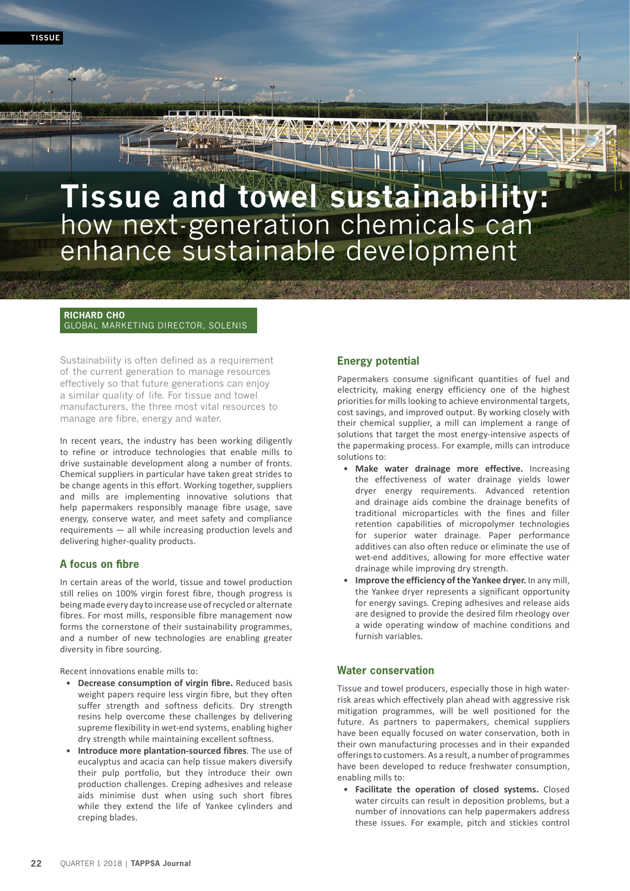# Tissue and towel sustainability: how next-generation chemicals can enhance sustainable development

**RICHARD CHO**
GLOBAL MARKETING DIRECTOR, SOLENIS

Sustainability is often defined as a requirement of the current generation to manage resources effectively so that future generations can enjoy a similar quality of life. For tissue and towel manufacturers, the three most vital resources to manage are fibre, energy and water.

In recent years, the industry has been working diligently to refine or introduce technologies that enable mills to drive sustainable development along a number of fronts. Chemical suppliers in particular have taken great strides to be change agents in this effort. Working together, suppliers and mills are implementing innovative solutions that help papermakers responsibly manage fibre usage, save energy, conserve water, and meet safety and compliance requirements — all while increasing production levels and delivering higher-quality products.

## A focus on fibre

In certain areas of the world, tissue and towel production still relies on 100% virgin forest fibre, though progress is being made every day to increase use of recycled or alternate fibres. For most mills, responsible fibre management now forms the cornerstone of their sustainability programmes, and a number of new technologies are enabling greater diversity in fibre sourcing.

Recent innovations enable mills to:

- **Decrease consumption of virgin fibre.** Reduced basis weight papers require less virgin fibre, but they often suffer strength and softness deficits. Dry strength resins help overcome these challenges by delivering supreme flexibility in wet-end systems, enabling higher dry strength while maintaining excellent softness.
- **Introduce more plantation-sourced fibres**. The use of eucalyptus and acacia can help tissue makers diversify their pulp portfolio, but they introduce their own production challenges. Creping adhesives and release aids minimise dust when using such short fibres while they extend the life of Yankee cylinders and creping blades.

## Energy potential

Papermakers consume significant quantities of fuel and electricity, making energy efficiency one of the highest priorities for mills looking to achieve environmental targets, cost savings, and improved output. By working closely with their chemical supplier, a mill can implement a range of solutions that target the most energy-intensive aspects of the papermaking process. For example, mills can introduce solutions to:

- **Make water drainage more effective.** Increasing the effectiveness of water drainage yields lower dryer energy requirements. Advanced retention and drainage aids combine the drainage benefits of traditional microparticles with the fines and filler retention capabilities of micropolymer technologies for superior water drainage. Paper performance additives can also often reduce or eliminate the use of wet-end additives, allowing for more effective water drainage while improving dry strength.
- **Improve the efficiency of the Yankee dryer.** In any mill, the Yankee dryer represents a significant opportunity for energy savings. Creping adhesives and release aids are designed to provide the desired film rheology over a wide operating window of machine conditions and furnish variables.

## Water conservation

Tissue and towel producers, especially those in high water-risk areas which effectively plan ahead with aggressive risk mitigation programmes, will be well positioned for the future. As partners to papermakers, chemical suppliers have been equally focused on water conservation, both in their own manufacturing processes and in their expanded offerings to customers. As a result, a number of programmes have been developed to reduce freshwater consumption, enabling mills to:

- **Facilitate the operation of closed systems.** Closed water circuits can result in deposition problems, but a number of innovations can help papermakers address these issues. For example, pitch and stickies control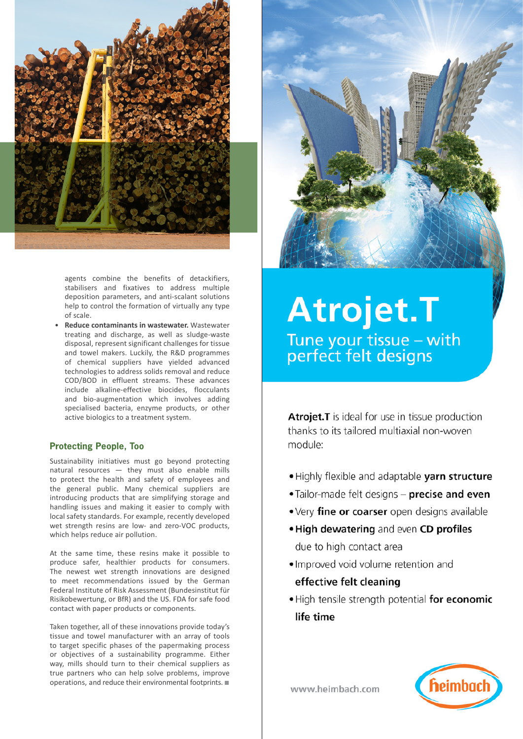agents combine the benefits of detackifiers, stabilisers and fixatives to address multiple deposition parameters, and anti-scalant solutions help to control the formation of virtually any type of scale.

- **Reduce contaminants in wastewater.** Wastewater treating and discharge, as well as sludge-waste disposal, represent significant challenges for tissue and towel makers. Luckily, the R&D programmes of chemical suppliers have yielded advanced technologies to address solids removal and reduce COD/BOD in effluent streams. These advances include alkaline-effective biocides, flocculants and bio-augmentation which involves adding specialised bacteria, enzyme products, or other active biologics to a treatment system.

## Protecting People, Too

Sustainability initiatives must go beyond protecting natural resources — they must also enable mills to protect the health and safety of employees and the general public. Many chemical suppliers are introducing products that are simplifying storage and handling issues and making it easier to comply with local safety standards. For example, recently developed wet strength resins are low- and zero-VOC products, which helps reduce air pollution.

At the same time, these resins make it possible to produce safer, healthier products for consumers. The newest wet strength innovations are designed to meet recommendations issued by the German Federal Institute of Risk Assessment (Bundesinstitut für Risikobewertung, or BfR) and the US. FDA for safe food contact with paper products or components.

Taken together, all of these innovations provide today's tissue and towel manufacturer with an array of tools to target specific phases of the papermaking process or objectives of a sustainability programme. Either way, mills should turn to their chemical suppliers as true partners who can help solve problems, improve operations, and reduce their environmental footprints. ■

# Atrojet.T

## Tune your tissue – with perfect felt designs

**Atrojet.T** is ideal for use in tissue production thanks to its tailored multiaxial non-woven module:

- Highly flexible and adaptable **yarn structure**
- Tailor-made felt designs – **precise and even**
- Very **fine or coarser** open designs available
- **High dewatering** and even **CD profiles** due to high contact area
- Improved void volume retention and **effective felt cleaning**
- High tensile strength potential **for economic life time**

www.heimbach.com

heimbach